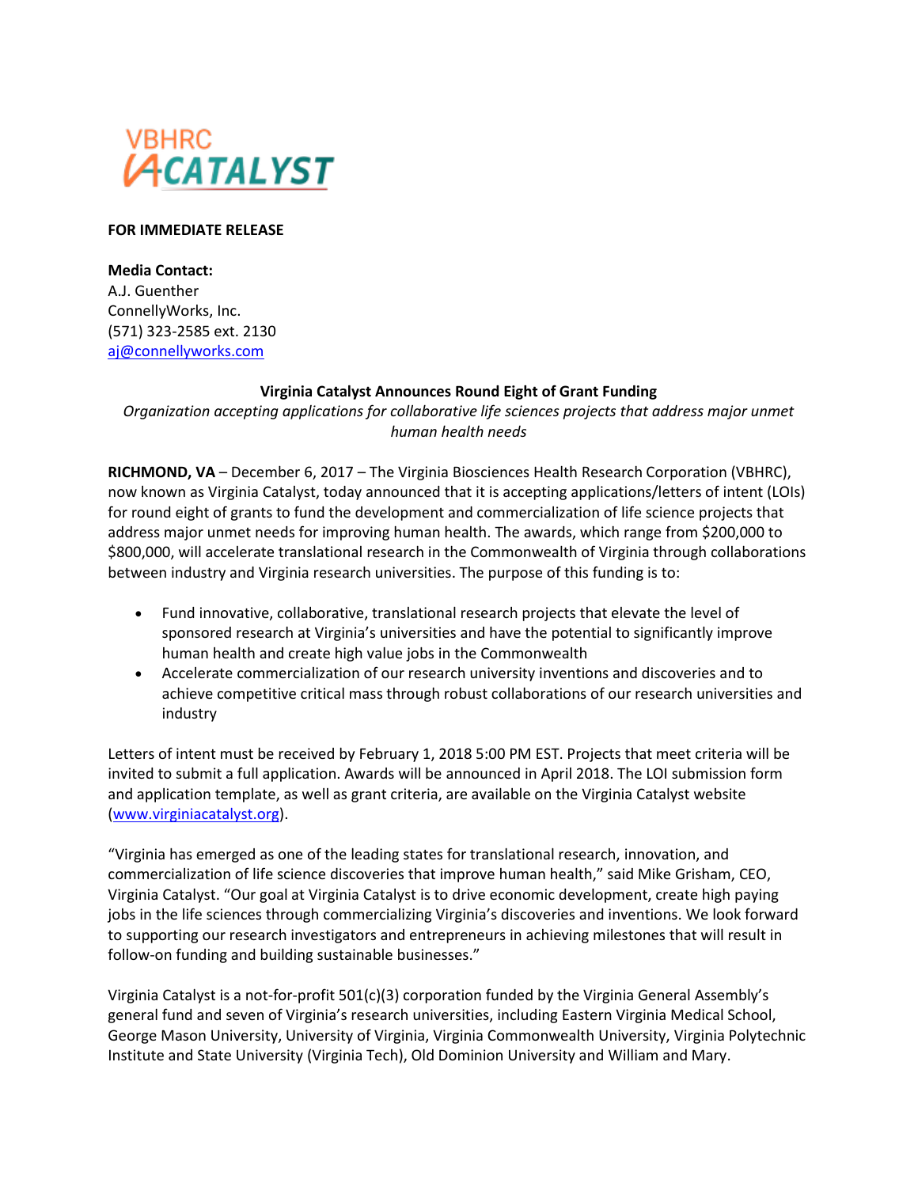VBHRC
CATALYST

**FOR IMMEDIATE RELEASE**

**Media Contact:**
A.J. Guenther
ConnellyWorks, Inc.
(571) 323-2585 ext. 2130
aj@connellyworks.com

## Virginia Catalyst Announces Round Eight of Grant Funding

*Organization accepting applications for collaborative life sciences projects that address major unmet human health needs*

**RICHMOND, VA** – December 6, 2017 – The Virginia Biosciences Health Research Corporation (VBHRC), now known as Virginia Catalyst, today announced that it is accepting applications/letters of intent (LOIs) for round eight of grants to fund the development and commercialization of life science projects that address major unmet needs for improving human health. The awards, which range from $200,000 to $800,000, will accelerate translational research in the Commonwealth of Virginia through collaborations between industry and Virginia research universities. The purpose of this funding is to:

- Fund innovative, collaborative, translational research projects that elevate the level of sponsored research at Virginia's universities and have the potential to significantly improve human health and create high value jobs in the Commonwealth
- Accelerate commercialization of our research university inventions and discoveries and to achieve competitive critical mass through robust collaborations of our research universities and industry

Letters of intent must be received by February 1, 2018 5:00 PM EST. Projects that meet criteria will be invited to submit a full application. Awards will be announced in April 2018. The LOI submission form and application template, as well as grant criteria, are available on the Virginia Catalyst website (www.virginiacatalyst.org).

"Virginia has emerged as one of the leading states for translational research, innovation, and commercialization of life science discoveries that improve human health," said Mike Grisham, CEO, Virginia Catalyst. "Our goal at Virginia Catalyst is to drive economic development, create high paying jobs in the life sciences through commercializing Virginia's discoveries and inventions. We look forward to supporting our research investigators and entrepreneurs in achieving milestones that will result in follow-on funding and building sustainable businesses."

Virginia Catalyst is a not-for-profit 501(c)(3) corporation funded by the Virginia General Assembly's general fund and seven of Virginia's research universities, including Eastern Virginia Medical School, George Mason University, University of Virginia, Virginia Commonwealth University, Virginia Polytechnic Institute and State University (Virginia Tech), Old Dominion University and William and Mary.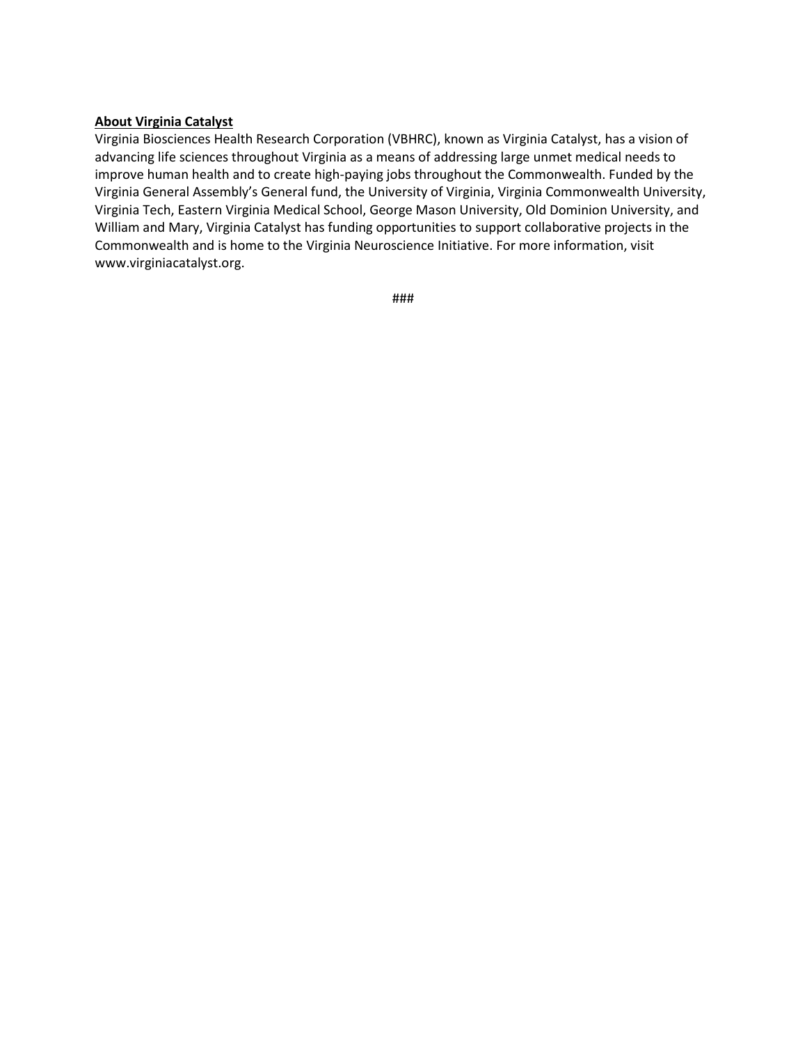**About Virginia Catalyst**

Virginia Biosciences Health Research Corporation (VBHRC), known as Virginia Catalyst, has a vision of advancing life sciences throughout Virginia as a means of addressing large unmet medical needs to improve human health and to create high-paying jobs throughout the Commonwealth. Funded by the Virginia General Assembly's General fund, the University of Virginia, Virginia Commonwealth University, Virginia Tech, Eastern Virginia Medical School, George Mason University, Old Dominion University, and William and Mary, Virginia Catalyst has funding opportunities to support collaborative projects in the Commonwealth and is home to the Virginia Neuroscience Initiative. For more information, visit www.virginiacatalyst.org.

###